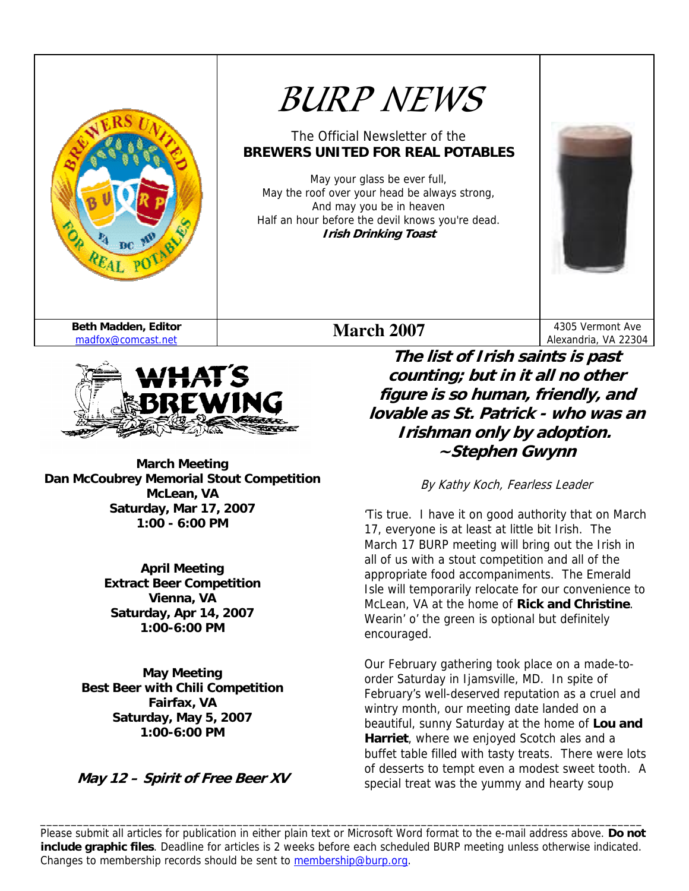# BURP NEWS

The Official Newsletter of the
**BREWERS UNITED FOR REAL POTABLES**

May your glass be ever full,
May the roof over your head be always strong,
And may you be in heaven
Half an hour before the devil knows you're dead.
***Irish Drinking Toast***

**Beth Madden, Editor**
madfox@comcast.net

**March 2007**

4305 Vermont Ave
Alexandria, VA 22304

## WHAT'S BREWING

**March Meeting**
**Dan McCoubrey Memorial Stout Competition**
**McLean, VA**
**Saturday, Mar 17, 2007**
**1:00 - 6:00 PM**

**April Meeting**
**Extract Beer Competition**
**Vienna, VA**
**Saturday, Apr 14, 2007**
**1:00-6:00 PM**

**May Meeting**
**Best Beer with Chili Competition**
**Fairfax, VA**
**Saturday, May 5, 2007**
**1:00-6:00 PM**

***May 12 – Spirit of Free Beer XV***

## *The list of Irish saints is past counting; but in it all no other figure is so human, friendly, and lovable as St. Patrick - who was an Irishman only by adoption. ~Stephen Gwynn*

*By Kathy Koch, Fearless Leader*

'Tis true. I have it on good authority that on March 17, everyone is at least at little bit Irish. The March 17 BURP meeting will bring out the Irish in all of us with a stout competition and all of the appropriate food accompaniments. The Emerald Isle will temporarily relocate for our convenience to McLean, VA at the home of **Rick and Christine**. Wearin' o' the green is optional but definitely encouraged.

Our February gathering took place on a made-to-order Saturday in Ijamsville, MD. In spite of February's well-deserved reputation as a cruel and wintry month, our meeting date landed on a beautiful, sunny Saturday at the home of **Lou and Harriet**, where we enjoyed Scotch ales and a buffet table filled with tasty treats. There were lots of desserts to tempt even a modest sweet tooth. A special treat was the yummy and hearty soup

---

Please submit all articles for publication in either plain text or Microsoft Word format to the e-mail address above. **Do not include graphic files**. Deadline for articles is 2 weeks before each scheduled BURP meeting unless otherwise indicated. Changes to membership records should be sent to membership@burp.org.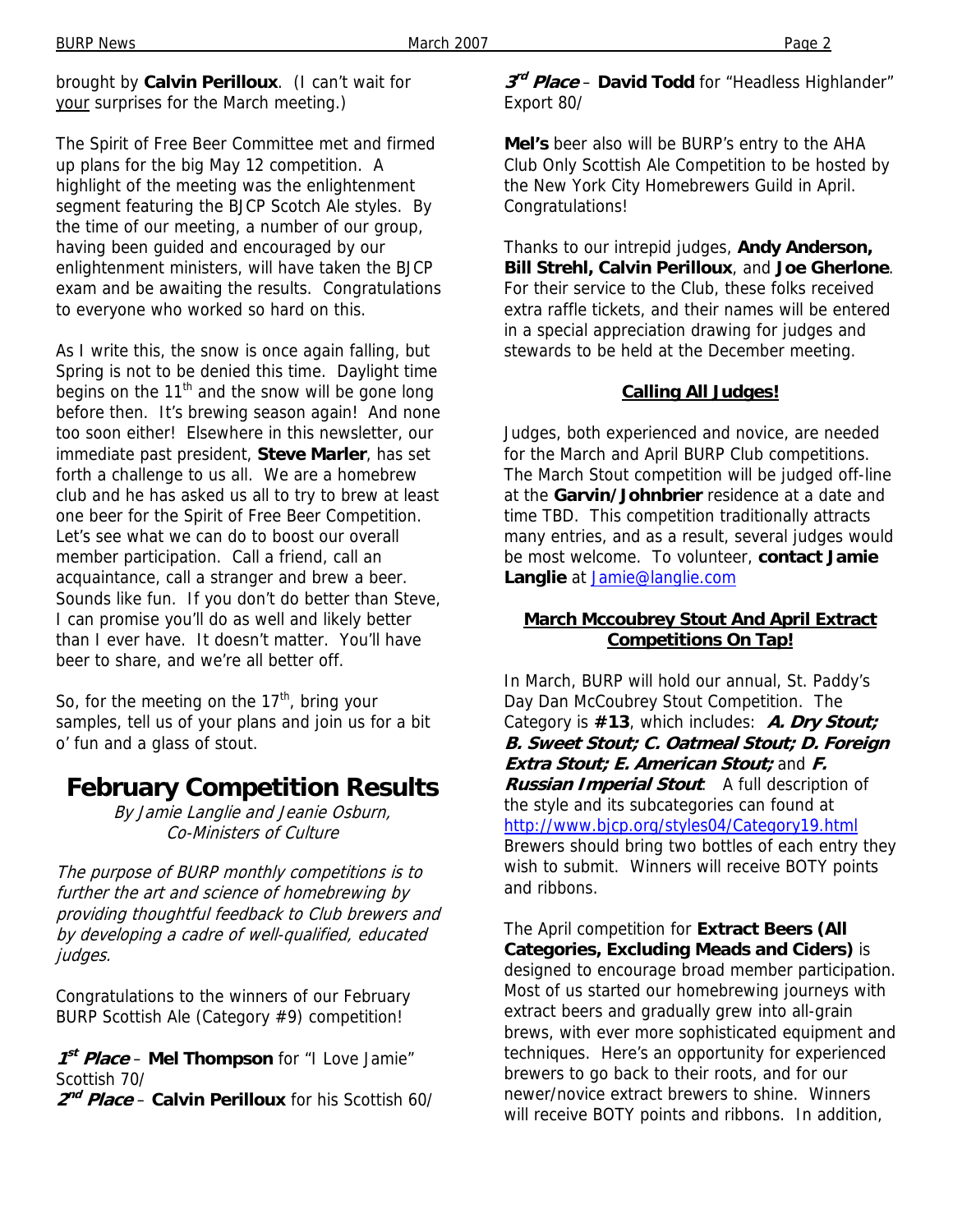brought by **Calvin Perilloux**. (I can't wait for your surprises for the March meeting.)

The Spirit of Free Beer Committee met and firmed up plans for the big May 12 competition. A highlight of the meeting was the enlightenment segment featuring the BJCP Scotch Ale styles. By the time of our meeting, a number of our group, having been guided and encouraged by our enlightenment ministers, will have taken the BJCP exam and be awaiting the results. Congratulations to everyone who worked so hard on this.

As I write this, the snow is once again falling, but Spring is not to be denied this time. Daylight time begins on the 11th and the snow will be gone long before then. It's brewing season again! And none too soon either! Elsewhere in this newsletter, our immediate past president, **Steve Marler**, has set forth a challenge to us all. We are a homebrew club and he has asked us all to try to brew at least one beer for the Spirit of Free Beer Competition. Let's see what we can do to boost our overall member participation. Call a friend, call an acquaintance, call a stranger and brew a beer. Sounds like fun. If you don't do better than Steve, I can promise you'll do as well and likely better than I ever have. It doesn't matter. You'll have beer to share, and we're all better off.

So, for the meeting on the 17th, bring your samples, tell us of your plans and join us for a bit o' fun and a glass of stout.

## February Competition Results

*By Jamie Langlie and Jeanie Osburn, Co-Ministers of Culture*

*The purpose of BURP monthly competitions is to further the art and science of homebrewing by providing thoughtful feedback to Club brewers and by developing a cadre of well-qualified, educated judges.*

Congratulations to the winners of our February BURP Scottish Ale (Category #9) competition!

***1st Place*** – **Mel Thompson** for "I Love Jamie" Scottish 70/
***2nd Place*** – **Calvin Perilloux** for his Scottish 60/
***3rd Place*** – **David Todd** for "Headless Highlander" Export 80/

**Mel's** beer also will be BURP's entry to the AHA Club Only Scottish Ale Competition to be hosted by the New York City Homebrewers Guild in April. Congratulations!

Thanks to our intrepid judges, **Andy Anderson, Bill Strehl, Calvin Perilloux**, and **Joe Gherlone**. For their service to the Club, these folks received extra raffle tickets, and their names will be entered in a special appreciation drawing for judges and stewards to be held at the December meeting.

### Calling All Judges!

Judges, both experienced and novice, are needed for the March and April BURP Club competitions. The March Stout competition will be judged off-line at the **Garvin/Johnbrier** residence at a date and time TBD. This competition traditionally attracts many entries, and as a result, several judges would be most welcome. To volunteer, **contact Jamie Langlie** at Jamie@langlie.com

### March Mccoubrey Stout And April Extract Competitions On Tap!

In March, BURP will hold our annual, St. Paddy's Day Dan McCoubrey Stout Competition. The Category is **#13**, which includes: ***A. Dry Stout; B. Sweet Stout; C. Oatmeal Stout; D. Foreign Extra Stout; E. American Stout;*** and ***F. Russian Imperial Stout***. A full description of the style and its subcategories can found at http://www.bjcp.org/styles04/Category19.html Brewers should bring two bottles of each entry they wish to submit. Winners will receive BOTY points and ribbons.

The April competition for **Extract Beers (All Categories, Excluding Meads and Ciders)** is designed to encourage broad member participation. Most of us started our homebrewing journeys with extract beers and gradually grew into all-grain brews, with ever more sophisticated equipment and techniques. Here's an opportunity for experienced brewers to go back to their roots, and for our newer/novice extract brewers to shine. Winners will receive BOTY points and ribbons. In addition,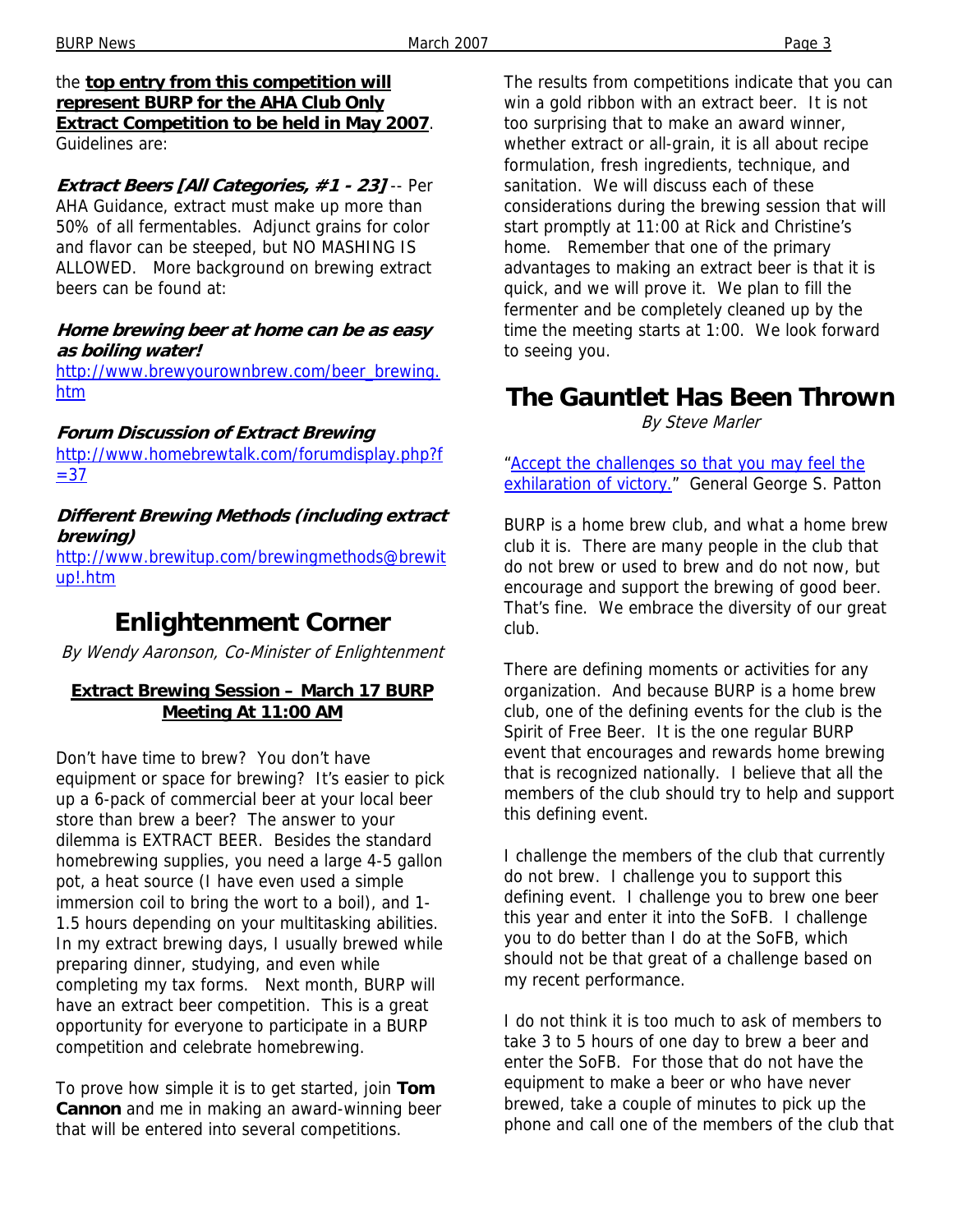the **top entry from this competition will represent BURP for the AHA Club Only Extract Competition to be held in May 2007**. Guidelines are:

***Extract Beers [All Categories, #1 - 23]*** -- Per AHA Guidance, extract must make up more than 50% of all fermentables. Adjunct grains for color and flavor can be steeped, but NO MASHING IS ALLOWED. More background on brewing extract beers can be found at:

***Home brewing beer at home can be as easy as boiling water!***
http://www.brewyourownbrew.com/beer_brewing.htm

***Forum Discussion of Extract Brewing***
http://www.homebrewtalk.com/forumdisplay.php?f=37

***Different Brewing Methods (including extract brewing)***
http://www.brewitup.com/brewingmethods@brewitup!.htm

## Enlightenment Corner

*By Wendy Aaronson, Co-Minister of Enlightenment*

**Extract Brewing Session – March 17 BURP Meeting At 11:00 AM**

Don't have time to brew? You don't have equipment or space for brewing? It's easier to pick up a 6-pack of commercial beer at your local beer store than brew a beer? The answer to your dilemma is EXTRACT BEER. Besides the standard homebrewing supplies, you need a large 4-5 gallon pot, a heat source (I have even used a simple immersion coil to bring the wort to a boil), and 1-1.5 hours depending on your multitasking abilities. In my extract brewing days, I usually brewed while preparing dinner, studying, and even while completing my tax forms. Next month, BURP will have an extract beer competition. This is a great opportunity for everyone to participate in a BURP competition and celebrate homebrewing.

To prove how simple it is to get started, join **Tom Cannon** and me in making an award-winning beer that will be entered into several competitions.

The results from competitions indicate that you can win a gold ribbon with an extract beer. It is not too surprising that to make an award winner, whether extract or all-grain, it is all about recipe formulation, fresh ingredients, technique, and sanitation. We will discuss each of these considerations during the brewing session that will start promptly at 11:00 at Rick and Christine's home. Remember that one of the primary advantages to making an extract beer is that it is quick, and we will prove it. We plan to fill the fermenter and be completely cleaned up by the time the meeting starts at 1:00. We look forward to seeing you.

## The Gauntlet Has Been Thrown

*By Steve Marler*

"Accept the challenges so that you may feel the exhilaration of victory." General George S. Patton

BURP is a home brew club, and what a home brew club it is. There are many people in the club that do not brew or used to brew and do not now, but encourage and support the brewing of good beer. That's fine. We embrace the diversity of our great club.

There are defining moments or activities for any organization. And because BURP is a home brew club, one of the defining events for the club is the Spirit of Free Beer. It is the one regular BURP event that encourages and rewards home brewing that is recognized nationally. I believe that all the members of the club should try to help and support this defining event.

I challenge the members of the club that currently do not brew. I challenge you to support this defining event. I challenge you to brew one beer this year and enter it into the SoFB. I challenge you to do better than I do at the SoFB, which should not be that great of a challenge based on my recent performance.

I do not think it is too much to ask of members to take 3 to 5 hours of one day to brew a beer and enter the SoFB. For those that do not have the equipment to make a beer or who have never brewed, take a couple of minutes to pick up the phone and call one of the members of the club that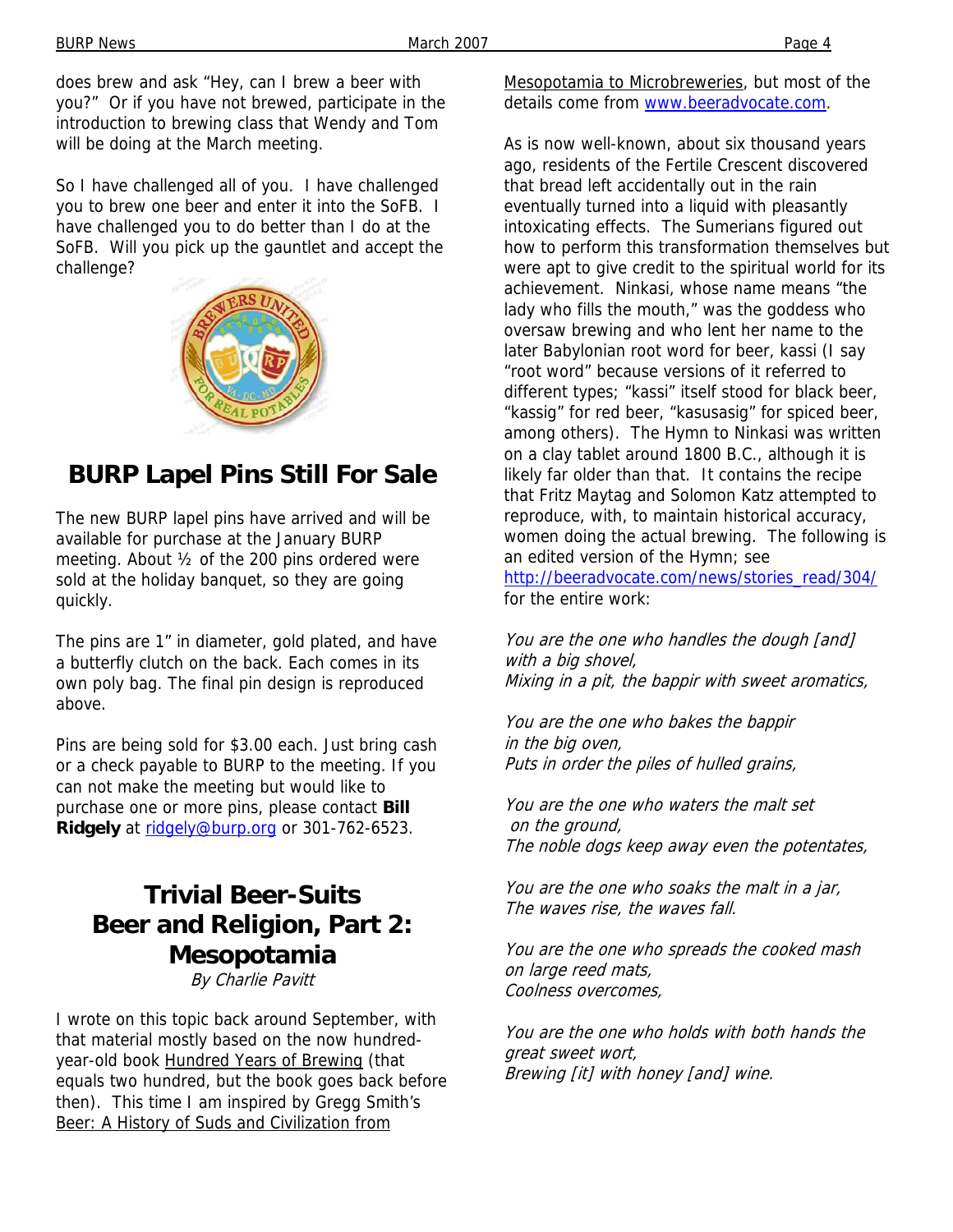does brew and ask "Hey, can I brew a beer with you?" Or if you have not brewed, participate in the introduction to brewing class that Wendy and Tom will be doing at the March meeting.

So I have challenged all of you. I have challenged you to brew one beer and enter it into the SoFB. I have challenged you to do better than I do at the SoFB. Will you pick up the gauntlet and accept the challenge?

## BURP Lapel Pins Still For Sale

The new BURP lapel pins have arrived and will be available for purchase at the January BURP meeting. About ½ of the 200 pins ordered were sold at the holiday banquet, so they are going quickly.

The pins are 1" in diameter, gold plated, and have a butterfly clutch on the back. Each comes in its own poly bag. The final pin design is reproduced above.

Pins are being sold for $3.00 each. Just bring cash or a check payable to BURP to the meeting. If you can not make the meeting but would like to purchase one or more pins, please contact **Bill Ridgely** at ridgely@burp.org or 301-762-6523.

## Trivial Beer-Suits Beer and Religion, Part 2: Mesopotamia

*By Charlie Pavitt*

I wrote on this topic back around September, with that material mostly based on the now hundred-year-old book Hundred Years of Brewing (that equals two hundred, but the book goes back before then). This time I am inspired by Gregg Smith's Beer: A History of Suds and Civilization from Mesopotamia to Microbreweries, but most of the details come from www.beeradvocate.com.

As is now well-known, about six thousand years ago, residents of the Fertile Crescent discovered that bread left accidentally out in the rain eventually turned into a liquid with pleasantly intoxicating effects. The Sumerians figured out how to perform this transformation themselves but were apt to give credit to the spiritual world for its achievement. Ninkasi, whose name means "the lady who fills the mouth," was the goddess who oversaw brewing and who lent her name to the later Babylonian root word for beer, kassi (I say "root word" because versions of it referred to different types; "kassi" itself stood for black beer, "kassig" for red beer, "kasusasig" for spiced beer, among others). The Hymn to Ninkasi was written on a clay tablet around 1800 B.C., although it is likely far older than that. It contains the recipe that Fritz Maytag and Solomon Katz attempted to reproduce, with, to maintain historical accuracy, women doing the actual brewing. The following is an edited version of the Hymn; see http://beeradvocate.com/news/stories_read/304/ for the entire work:

*You are the one who handles the dough [and] with a big shovel,*
*Mixing in a pit, the bappir with sweet aromatics,*

*You are the one who bakes the bappir in the big oven,*
*Puts in order the piles of hulled grains,*

*You are the one who waters the malt set on the ground,*
*The noble dogs keep away even the potentates,*

*You are the one who soaks the malt in a jar,*
*The waves rise, the waves fall.*

*You are the one who spreads the cooked mash on large reed mats,*
*Coolness overcomes,*

*You are the one who holds with both hands the great sweet wort,*
*Brewing [it] with honey [and] wine.*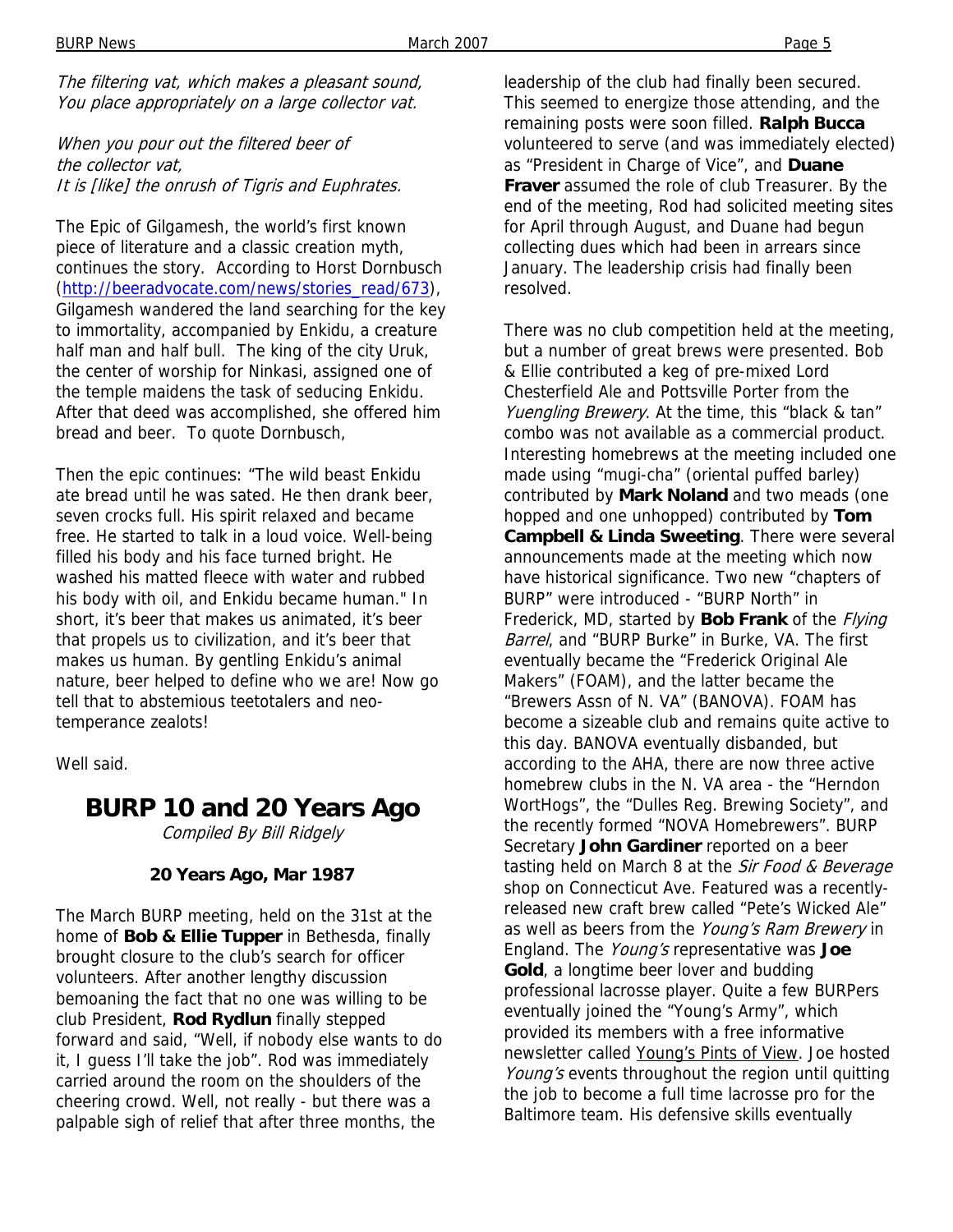*The filtering vat, which makes a pleasant sound,*
*You place appropriately on a large collector vat.*

*When you pour out the filtered beer of the collector vat,*
*It is [like] the onrush of Tigris and Euphrates.*

The Epic of Gilgamesh, the world's first known piece of literature and a classic creation myth, continues the story. According to Horst Dornbusch (http://beeradvocate.com/news/stories_read/673), Gilgamesh wandered the land searching for the key to immortality, accompanied by Enkidu, a creature half man and half bull. The king of the city Uruk, the center of worship for Ninkasi, assigned one of the temple maidens the task of seducing Enkidu. After that deed was accomplished, she offered him bread and beer. To quote Dornbusch,

Then the epic continues: "The wild beast Enkidu ate bread until he was sated. He then drank beer, seven crocks full. His spirit relaxed and became free. He started to talk in a loud voice. Well-being filled his body and his face turned bright. He washed his matted fleece with water and rubbed his body with oil, and Enkidu became human." In short, it's beer that makes us animated, it's beer that propels us to civilization, and it's beer that makes us human. By gentling Enkidu's animal nature, beer helped to define who we are! Now go tell that to abstemious teetotalers and neo-temperance zealots!

Well said.

# BURP 10 and 20 Years Ago

*Compiled By Bill Ridgely*

### 20 Years Ago, Mar 1987

The March BURP meeting, held on the 31st at the home of **Bob & Ellie Tupper** in Bethesda, finally brought closure to the club's search for officer volunteers. After another lengthy discussion bemoaning the fact that no one was willing to be club President, **Rod Rydlun** finally stepped forward and said, "Well, if nobody else wants to do it, I guess I'll take the job". Rod was immediately carried around the room on the shoulders of the cheering crowd. Well, not really - but there was a palpable sigh of relief that after three months, the leadership of the club had finally been secured. This seemed to energize those attending, and the remaining posts were soon filled. **Ralph Bucca** volunteered to serve (and was immediately elected) as "President in Charge of Vice", and **Duane Fraver** assumed the role of club Treasurer. By the end of the meeting, Rod had solicited meeting sites for April through August, and Duane had begun collecting dues which had been in arrears since January. The leadership crisis had finally been resolved.

There was no club competition held at the meeting, but a number of great brews were presented. Bob & Ellie contributed a keg of pre-mixed Lord Chesterfield Ale and Pottsville Porter from the *Yuengling Brewery*. At the time, this "black & tan" combo was not available as a commercial product. Interesting homebrews at the meeting included one made using "mugi-cha" (oriental puffed barley) contributed by **Mark Noland** and two meads (one hopped and one unhopped) contributed by **Tom Campbell & Linda Sweeting**. There were several announcements made at the meeting which now have historical significance. Two new "chapters of BURP" were introduced - "BURP North" in Frederick, MD, started by **Bob Frank** of the *Flying Barrel*, and "BURP Burke" in Burke, VA. The first eventually became the "Frederick Original Ale Makers" (FOAM), and the latter became the "Brewers Assn of N. VA" (BANOVA). FOAM has become a sizeable club and remains quite active to this day. BANOVA eventually disbanded, but according to the AHA, there are now three active homebrew clubs in the N. VA area - the "Herndon WortHogs", the "Dulles Reg. Brewing Society", and the recently formed "NOVA Homebrewers". BURP Secretary **John Gardiner** reported on a beer tasting held on March 8 at the *Sir Food & Beverage* shop on Connecticut Ave. Featured was a recently-released new craft brew called "Pete's Wicked Ale" as well as beers from the *Young's Ram Brewery* in England. The *Young's* representative was **Joe Gold**, a longtime beer lover and budding professional lacrosse player. Quite a few BURPers eventually joined the "Young's Army", which provided its members with a free informative newsletter called Young's Pints of View. Joe hosted *Young's* events throughout the region until quitting the job to become a full time lacrosse pro for the Baltimore team. His defensive skills eventually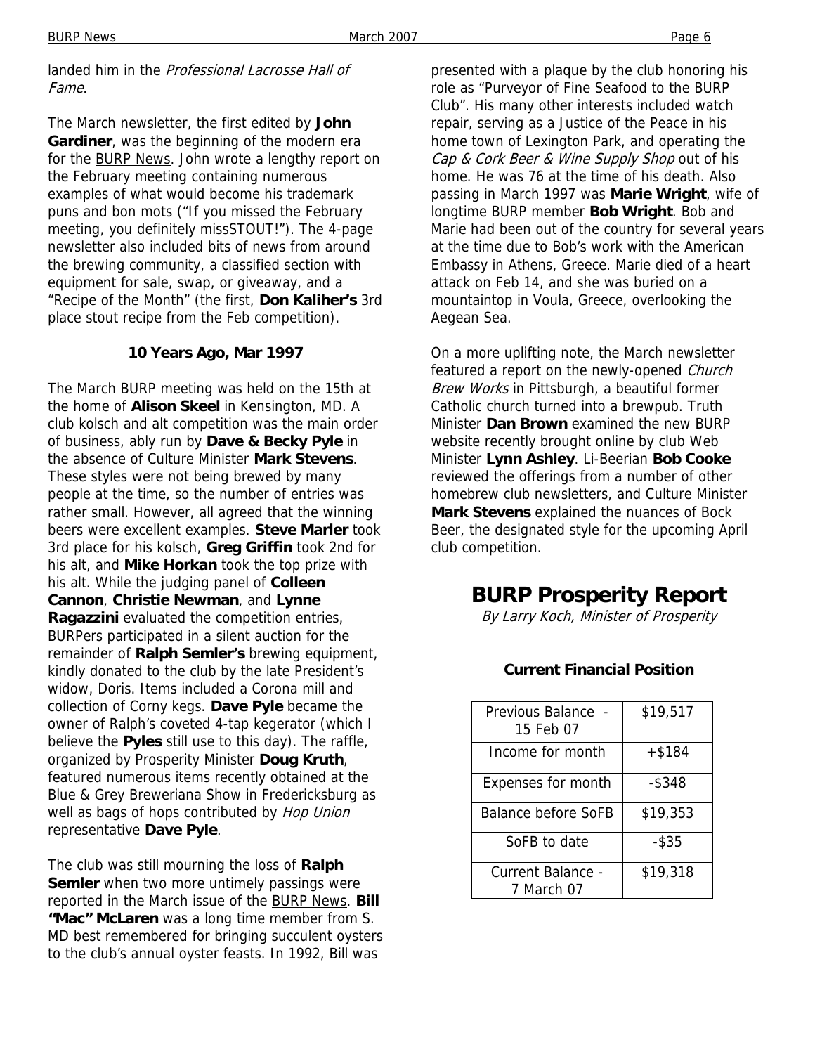landed him in the *Professional Lacrosse Hall of Fame*.

The March newsletter, the first edited by **John Gardiner**, was the beginning of the modern era for the BURP News. John wrote a lengthy report on the February meeting containing numerous examples of what would become his trademark puns and bon mots ("If you missed the February meeting, you definitely missSTOUT!"). The 4-page newsletter also included bits of news from around the brewing community, a classified section with equipment for sale, swap, or giveaway, and a "Recipe of the Month" (the first, **Don Kaliher's** 3rd place stout recipe from the Feb competition).

### 10 Years Ago, Mar 1997

The March BURP meeting was held on the 15th at the home of **Alison Skeel** in Kensington, MD. A club kolsch and alt competition was the main order of business, ably run by **Dave & Becky Pyle** in the absence of Culture Minister **Mark Stevens**. These styles were not being brewed by many people at the time, so the number of entries was rather small. However, all agreed that the winning beers were excellent examples. **Steve Marler** took 3rd place for his kolsch, **Greg Griffin** took 2nd for his alt, and **Mike Horkan** took the top prize with his alt. While the judging panel of **Colleen Cannon**, **Christie Newman**, and **Lynne Ragazzini** evaluated the competition entries, BURPers participated in a silent auction for the remainder of **Ralph Semler's** brewing equipment, kindly donated to the club by the late President's widow, Doris. Items included a Corona mill and collection of Corny kegs. **Dave Pyle** became the owner of Ralph's coveted 4-tap kegerator (which I believe the **Pyles** still use to this day). The raffle, organized by Prosperity Minister **Doug Kruth**, featured numerous items recently obtained at the Blue & Grey Breweriana Show in Fredericksburg as well as bags of hops contributed by *Hop Union* representative **Dave Pyle**.

The club was still mourning the loss of **Ralph Semler** when two more untimely passings were reported in the March issue of the BURP News. **Bill "Mac" McLaren** was a long time member from S. MD best remembered for bringing succulent oysters to the club's annual oyster feasts. In 1992, Bill was presented with a plaque by the club honoring his role as "Purveyor of Fine Seafood to the BURP Club". His many other interests included watch repair, serving as a Justice of the Peace in his home town of Lexington Park, and operating the *Cap & Cork Beer & Wine Supply Shop* out of his home. He was 76 at the time of his death. Also passing in March 1997 was **Marie Wright**, wife of longtime BURP member **Bob Wright**. Bob and Marie had been out of the country for several years at the time due to Bob's work with the American Embassy in Athens, Greece. Marie died of a heart attack on Feb 14, and she was buried on a mountaintop in Voula, Greece, overlooking the Aegean Sea.

On a more uplifting note, the March newsletter featured a report on the newly-opened *Church Brew Works* in Pittsburgh, a beautiful former Catholic church turned into a brewpub. Truth Minister **Dan Brown** examined the new BURP website recently brought online by club Web Minister **Lynn Ashley**. Li-Beerian **Bob Cooke** reviewed the offerings from a number of other homebrew club newsletters, and Culture Minister **Mark Stevens** explained the nuances of Bock Beer, the designated style for the upcoming April club competition.

# BURP Prosperity Report

*By Larry Koch, Minister of Prosperity*

### Current Financial Position

| | |
|---|---|
| Previous Balance - 15 Feb 07 | $19,517 |
| Income for month | +$184 |
| Expenses for month | -$348 |
| Balance before SoFB | $19,353 |
| SoFB to date | -$35 |
| Current Balance - 7 March 07 | $19,318 |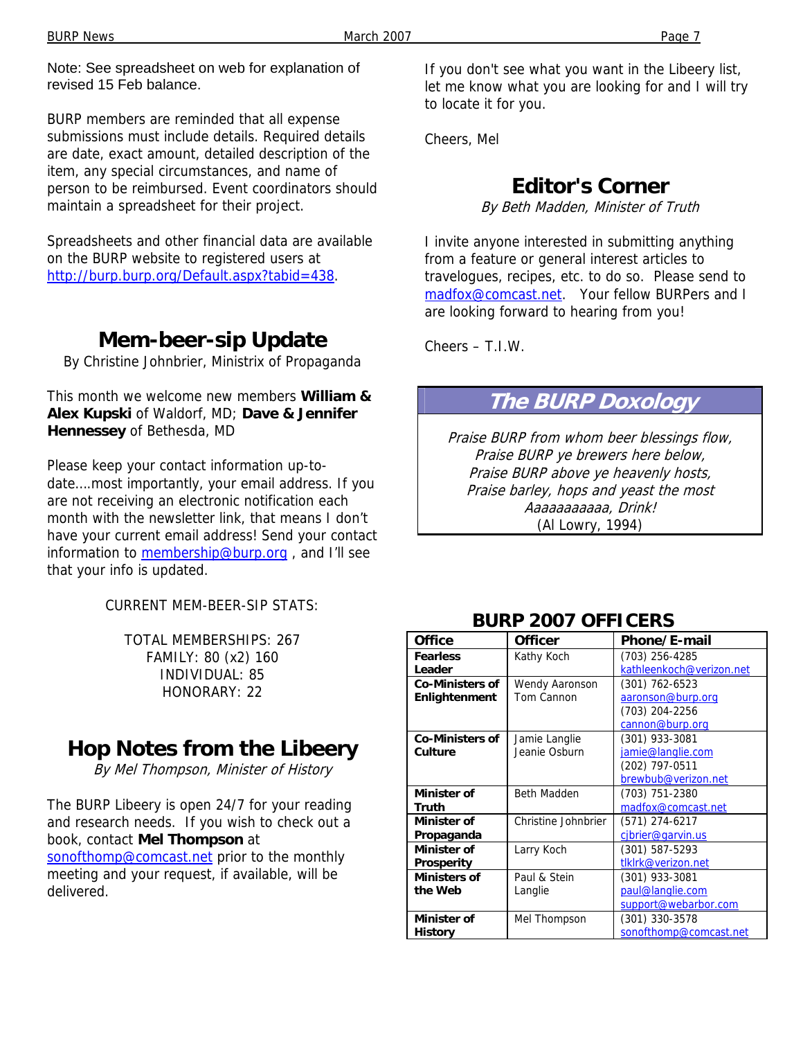Note: See spreadsheet on web for explanation of revised 15 Feb balance.

BURP members are reminded that all expense submissions must include details. Required details are date, exact amount, detailed description of the item, any special circumstances, and name of person to be reimbursed. Event coordinators should maintain a spreadsheet for their project.

Spreadsheets and other financial data are available on the BURP website to registered users at http://burp.burp.org/Default.aspx?tabid=438.

## Mem-beer-sip Update

By Christine Johnbrier, Ministrix of Propaganda

This month we welcome new members **William & Alex Kupski** of Waldorf, MD; **Dave & Jennifer Hennessey** of Bethesda, MD

Please keep your contact information up-to-date....most importantly, your email address. If you are not receiving an electronic notification each month with the newsletter link, that means I don't have your current email address! Send your contact information to membership@burp.org , and I'll see that your info is updated.

CURRENT MEM-BEER-SIP STATS:

TOTAL MEMBERSHIPS: 267
FAMILY: 80 (x2) 160
INDIVIDUAL: 85
HONORARY: 22

## Hop Notes from the Libeery

*By Mel Thompson, Minister of History*

The BURP Libeery is open 24/7 for your reading and research needs. If you wish to check out a book, contact **Mel Thompson** at sonofthomp@comcast.net prior to the monthly meeting and your request, if available, will be delivered.

If you don't see what you want in the Libeery list, let me know what you are looking for and I will try to locate it for you.

Cheers, Mel

## Editor's Corner

*By Beth Madden, Minister of Truth*

I invite anyone interested in submitting anything from a feature or general interest articles to travelogues, recipes, etc. to do so. Please send to madfox@comcast.net. Your fellow BURPers and I are looking forward to hearing from you!

Cheers – T.I.W.

## *The BURP Doxology*

*Praise BURP from whom beer blessings flow,*
*Praise BURP ye brewers here below,*
*Praise BURP above ye heavenly hosts,*
*Praise barley, hops and yeast the most*
*Aaaaaaaaaaa, Drink!*
(Al Lowry, 1994)

## BURP 2007 OFFICERS

| Office | Officer | Phone/E-mail |
|---|---|---|
| **Fearless Leader** | Kathy Koch | (703) 256-4285<br>kathleenkoch@verizon.net |
| **Co-Ministers of Enlightenment** | Wendy Aaronson<br>Tom Cannon | (301) 762-6523<br>aaronson@burp.org<br>(703) 204-2256<br>cannon@burp.org |
| **Co-Ministers of Culture** | Jamie Langlie<br>Jeanie Osburn | (301) 933-3081<br>jamie@langlie.com<br>(202) 797-0511<br>brewbub@verizon.net |
| **Minister of Truth** | Beth Madden | (703) 751-2380<br>madfox@comcast.net |
| **Minister of Propaganda** | Christine Johnbrier | (571) 274-6217<br>cjbrier@garvin.us |
| **Minister of Prosperity** | Larry Koch | (301) 587-5293<br>tlklrk@verizon.net |
| **Ministers of the Web** | Paul & Stein Langlie | (301) 933-3081<br>paul@langlie.com<br>support@webarbor.com |
| **Minister of History** | Mel Thompson | (301) 330-3578<br>sonofthomp@comcast.net |